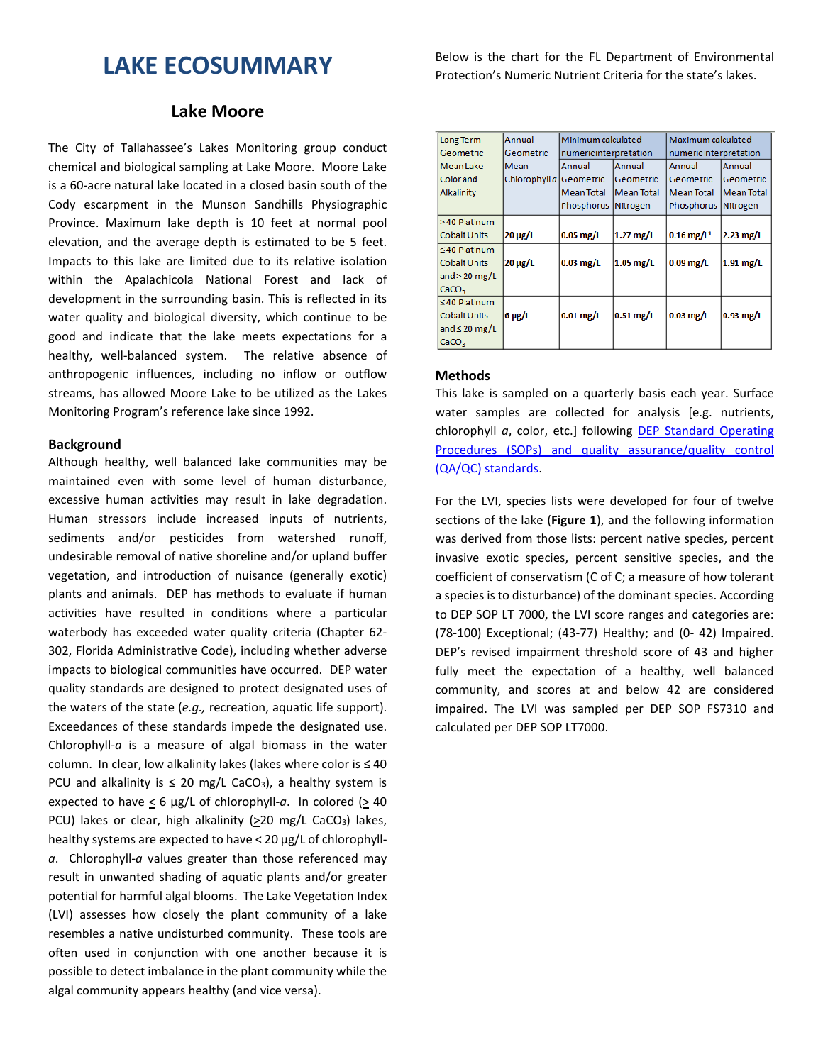# LAKE ECOSUMMARY

## Lake Moore

The City of Tallahassee's Lakes Monitoring group conduct chemical and biological sampling at Lake Moore. Moore Lake is a 60-acre natural lake located in a closed basin south of the Cody escarpment in the Munson Sandhills Physiographic Province. Maximum lake depth is 10 feet at normal pool elevation, and the average depth is estimated to be 5 feet. Impacts to this lake are limited due to its relative isolation within the Apalachicola National Forest and lack of development in the surrounding basin. This is reflected in its water quality and biological diversity, which continue to be good and indicate that the lake meets expectations for a healthy, well-balanced system. The relative absence of anthropogenic influences, including no inflow or outflow streams, has allowed Moore Lake to be utilized as the Lakes Monitoring Program's reference lake since 1992.

### Background

Although healthy, well balanced lake communities may be maintained even with some level of human disturbance, excessive human activities may result in lake degradation. Human stressors include increased inputs of nutrients, sediments and/or pesticides from watershed runoff, undesirable removal of native shoreline and/or upland buffer vegetation, and introduction of nuisance (generally exotic) plants and animals. DEP has methods to evaluate if human activities have resulted in conditions where a particular waterbody has exceeded water quality criteria (Chapter 62-302, Florida Administrative Code), including whether adverse impacts to biological communities have occurred. DEP water quality standards are designed to protect designated uses of the waters of the state (*e.g.,* recreation, aquatic life support). Exceedances of these standards impede the designated use. Chlorophyll-*a* is a measure of algal biomass in the water column. In clear, low alkalinity lakes (lakes where color is ≤ 40 PCU and alkalinity is ≤ 20 mg/L $CaCO_3$), a healthy system is expected to have ≤ 6 µg/L of chlorophyll-*a*. In colored (≥ 40 PCU) lakes or clear, high alkalinity (≥20 mg/L $CaCO_3$) lakes, healthy systems are expected to have ≤ 20 µg/L of chlorophyll-*a*. Chlorophyll-*a* values greater than those referenced may result in unwanted shading of aquatic plants and/or greater potential for harmful algal blooms. The Lake Vegetation Index (LVI) assesses how closely the plant community of a lake resembles a native undisturbed community. These tools are often used in conjunction with one another because it is possible to detect imbalance in the plant community while the algal community appears healthy (and vice versa).

Below is the chart for the FL Department of Environmental Protection's Numeric Nutrient Criteria for the state's lakes.

| Long Term Geometric Mean Lake Color and Alkalinity | Annual Geometric Mean Chlorophyll *a* | Minimum calculated numeric interpretation | | Maximum calculated numeric interpretation | |
|---|---|---|---|---|---|
| | | Annual Geometric Mean Total Phosphorus | Annual Geometric Mean Total Nitrogen | Annual Geometric Mean Total Phosphorus | Annual Geometric Mean Total Nitrogen |
| >40 Platinum Cobalt Units | **20 µg/L** | **0.05 mg/L** | **1.27 mg/L** | **0.16 mg/L[1]** | **2.23 mg/L** |
| ≤40 Platinum Cobalt Units and > 20 mg/L $CaCO_3$ | **20 µg/L** | **0.03 mg/L** | **1.05 mg/L** | **0.09 mg/L** | **1.91 mg/L** |
| ≤40 Platinum Cobalt Units and ≤ 20 mg/L $CaCO_3$ | **6 µg/L** | **0.01 mg/L** | **0.51 mg/L** | **0.03 mg/L** | **0.93 mg/L** |

### Methods

This lake is sampled on a quarterly basis each year. Surface water samples are collected for analysis [e.g. nutrients, chlorophyll *a*, color, etc.] following DEP Standard Operating Procedures (SOPs) and quality assurance/quality control (QA/QC) standards.

For the LVI, species lists were developed for four of twelve sections of the lake (**Figure 1**), and the following information was derived from those lists: percent native species, percent invasive exotic species, percent sensitive species, and the coefficient of conservatism (C of C; a measure of how tolerant a species is to disturbance) of the dominant species. According to DEP SOP LT 7000, the LVI score ranges and categories are: (78-100) Exceptional; (43-77) Healthy; and (0- 42) Impaired. DEP's revised impairment threshold score of 43 and higher fully meet the expectation of a healthy, well balanced community, and scores at and below 42 are considered impaired. The LVI was sampled per DEP SOP FS7310 and calculated per DEP SOP LT7000.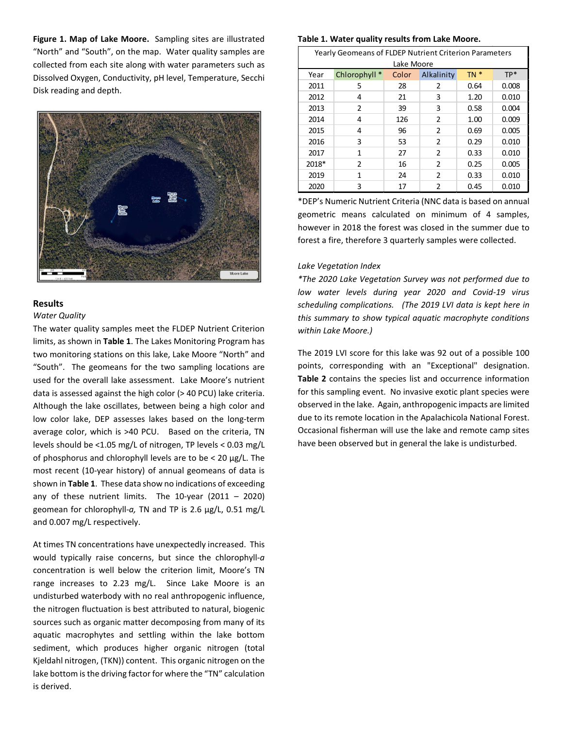**Figure 1. Map of Lake Moore.** Sampling sites are illustrated "North" and "South", on the map. Water quality samples are collected from each site along with water parameters such as Dissolved Oxygen, Conductivity, pH level, Temperature, Secchi Disk reading and depth.

## Results

*Water Quality*

The water quality samples meet the FLDEP Nutrient Criterion limits, as shown in **Table 1**. The Lakes Monitoring Program has two monitoring stations on this lake, Lake Moore "North" and "South". The geomeans for the two sampling locations are used for the overall lake assessment. Lake Moore's nutrient data is assessed against the high color (> 40 PCU) lake criteria. Although the lake oscillates, between being a high color and low color lake, DEP assesses lakes based on the long-term average color, which is >40 PCU. Based on the criteria, TN levels should be <1.05 mg/L of nitrogen, TP levels < 0.03 mg/L of phosphorus and chlorophyll levels are to be < 20 µg/L. The most recent (10-year history) of annual geomeans of data is shown in **Table 1**. These data show no indications of exceeding any of these nutrient limits. The 10-year (2011 – 2020) geomean for chlorophyll-*a,* TN and TP is 2.6 µg/L, 0.51 mg/L and 0.007 mg/L respectively.

At times TN concentrations have unexpectedly increased. This would typically raise concerns, but since the chlorophyll-*a* concentration is well below the criterion limit, Moore's TN range increases to 2.23 mg/L. Since Lake Moore is an undisturbed waterbody with no real anthropogenic influence, the nitrogen fluctuation is best attributed to natural, biogenic sources such as organic matter decomposing from many of its aquatic macrophytes and settling within the lake bottom sediment, which produces higher organic nitrogen (total Kjeldahl nitrogen, (TKN)) content. This organic nitrogen on the lake bottom is the driving factor for where the "TN" calculation is derived.

**Table 1. Water quality results from Lake Moore.**

| Yearly Geomeans of FLDEP Nutrient Criterion Parameters Lake Moore | | | | | |
|---|---|---|---|---|---|
| Year | Chlorophyll * | Color | Alkalinity | TN * | TP* |
| 2011 | 5 | 28 | 2 | 0.64 | 0.008 |
| 2012 | 4 | 21 | 3 | 1.20 | 0.010 |
| 2013 | 2 | 39 | 3 | 0.58 | 0.004 |
| 2014 | 4 | 126 | 2 | 1.00 | 0.009 |
| 2015 | 4 | 96 | 2 | 0.69 | 0.005 |
| 2016 | 3 | 53 | 2 | 0.29 | 0.010 |
| 2017 | 1 | 27 | 2 | 0.33 | 0.010 |
| 2018* | 2 | 16 | 2 | 0.25 | 0.005 |
| 2019 | 1 | 24 | 2 | 0.33 | 0.010 |
| 2020 | 3 | 17 | 2 | 0.45 | 0.010 |

*DEP's Numeric Nutrient Criteria (NNC data is based on annual geometric means calculated on minimum of 4 samples, however in 2018 the forest was closed in the summer due to forest a fire, therefore 3 quarterly samples were collected.

*Lake Vegetation Index*

**The 2020 Lake Vegetation Survey was not performed due to low water levels during year 2020 and Covid-19 virus scheduling complications. (The 2019 LVI data is kept here in this summary to show typical aquatic macrophyte conditions within Lake Moore.)*

The 2019 LVI score for this lake was 92 out of a possible 100 points, corresponding with an "Exceptional" designation. **Table 2** contains the species list and occurrence information for this sampling event. No invasive exotic plant species were observed in the lake. Again, anthropogenic impacts are limited due to its remote location in the Apalachicola National Forest. Occasional fisherman will use the lake and remote camp sites have been observed but in general the lake is undisturbed.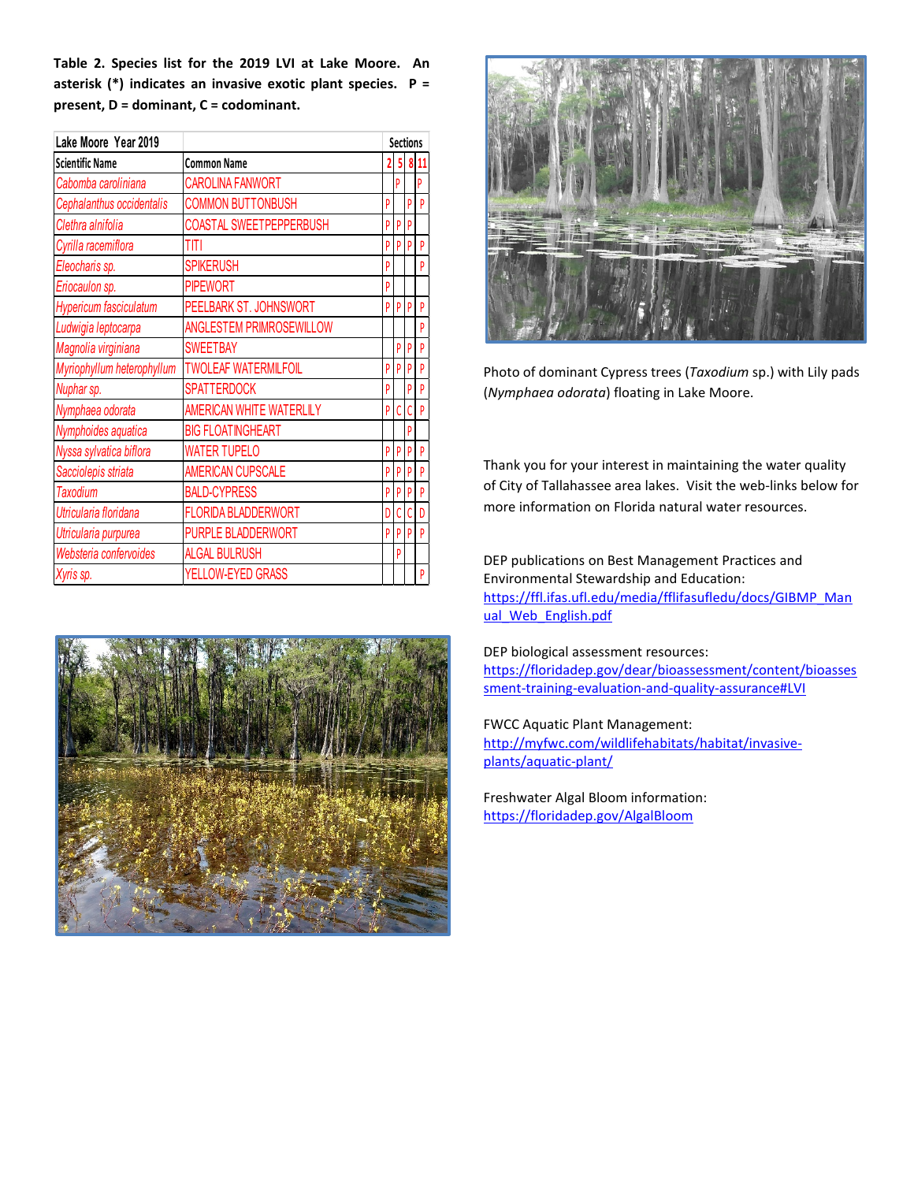**Table 2. Species list for the 2019 LVI at Lake Moore. An asterisk (*) indicates an invasive exotic plant species. P = present, D = dominant, C = codominant.**

| Lake Moore Year 2019 | | Sections | | | |
|---|---|---|---|---|---|
| Scientific Name | Common Name | 2 | 5 | 8 | 11 |
| *Cabomba caroliniana* | CAROLINA FANWORT | | P | | P |
| *Cephalanthus occidentalis* | COMMON BUTTONBUSH | P | | P | P |
| *Clethra alnifolia* | COASTAL SWEETPEPPERBUSH | P | P | P | |
| *Cyrilla racemiflora* | TITI | P | P | P | P |
| *Eleocharis sp.* | SPIKERUSH | P | | | P |
| *Eriocaulon sp.* | PIPEWORT | P | | | |
| *Hypericum fasciculatum* | PEELBARK ST. JOHNSWORT | P | P | P | P |
| *Ludwigia leptocarpa* | ANGLESTEM PRIMROSEWILLOW | | | | P |
| *Magnolia virginiana* | SWEETBAY | | P | P | P |
| *Myriophyllum heterophyllum* | TWOLEAF WATERMILFOIL | P | P | P | P |
| *Nuphar sp.* | SPATTERDOCK | P | | P | P |
| *Nymphaea odorata* | AMERICAN WHITE WATERLILY | P | C | C | P |
| *Nymphoides aquatica* | BIG FLOATINGHEART | | | P | |
| *Nyssa sylvatica biflora* | WATER TUPELO | P | P | P | P |
| *Sacciolepis striata* | AMERICAN CUPSCALE | P | P | P | P |
| *Taxodium* | BALD-CYPRESS | P | P | P | P |
| *Utricularia floridana* | FLORIDA BLADDERWORT | D | C | C | D |
| *Utricularia purpurea* | PURPLE BLADDERWORT | P | P | P | P |
| *Websteria confervoides* | ALGAL BULRUSH | | P | | |
| *Xyris sp.* | YELLOW-EYED GRASS | | | | P |

Photo of dominant Cypress trees (*Taxodium* sp.) with Lily pads (*Nymphaea odorata*) floating in Lake Moore.

Thank you for your interest in maintaining the water quality of City of Tallahassee area lakes. Visit the web-links below for more information on Florida natural water resources.

DEP publications on Best Management Practices and Environmental Stewardship and Education:
https://ffl.ifas.ufl.edu/media/fflifasufledu/docs/GIBMP_Manual_Web_English.pdf

DEP biological assessment resources:
https://floridadep.gov/dear/bioassessment/content/bioassessment-training-evaluation-and-quality-assurance#LVI

FWCC Aquatic Plant Management:
http://myfwc.com/wildlifehabitats/habitat/invasive-plants/aquatic-plant/

Freshwater Algal Bloom information:
https://floridadep.gov/AlgalBloom